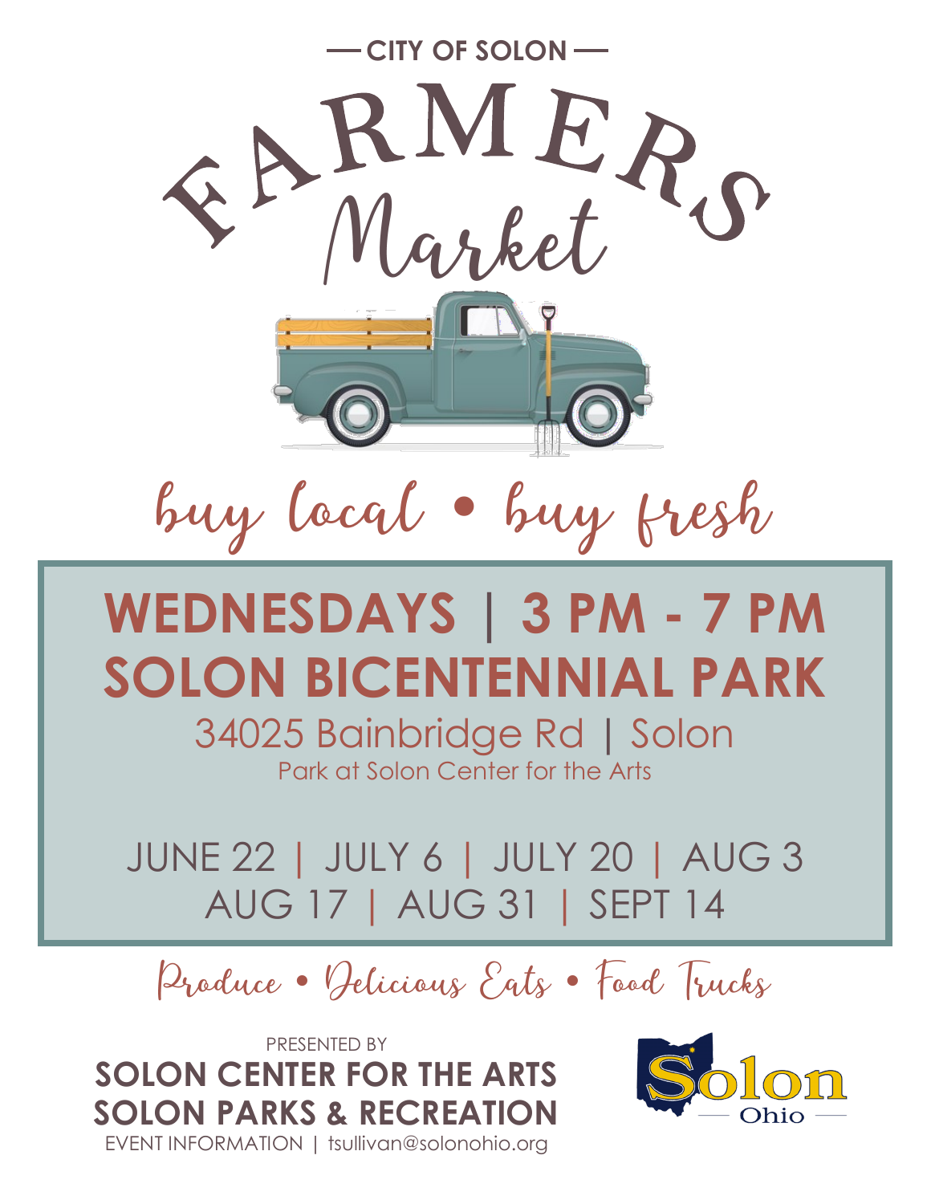— CITY OF SOLON —

# FARMERS Market

*buy local • buy fresh*

## WEDNESDAYS | 3 PM - 7 PM

## SOLON BICENTENNIAL PARK

34025 Bainbridge Rd | Solon

Park at Solon Center for the Arts

JUNE 22 | JULY 6 | JULY 20 | AUG 3
AUG 17 | AUG 31 | SEPT 14

*Produce • Delicious Eats • Food Trucks*

PRESENTED BY

**SOLON CENTER FOR THE ARTS**
**SOLON PARKS & RECREATION**

EVENT INFORMATION | tsullivan@solonohio.org

Solon Ohio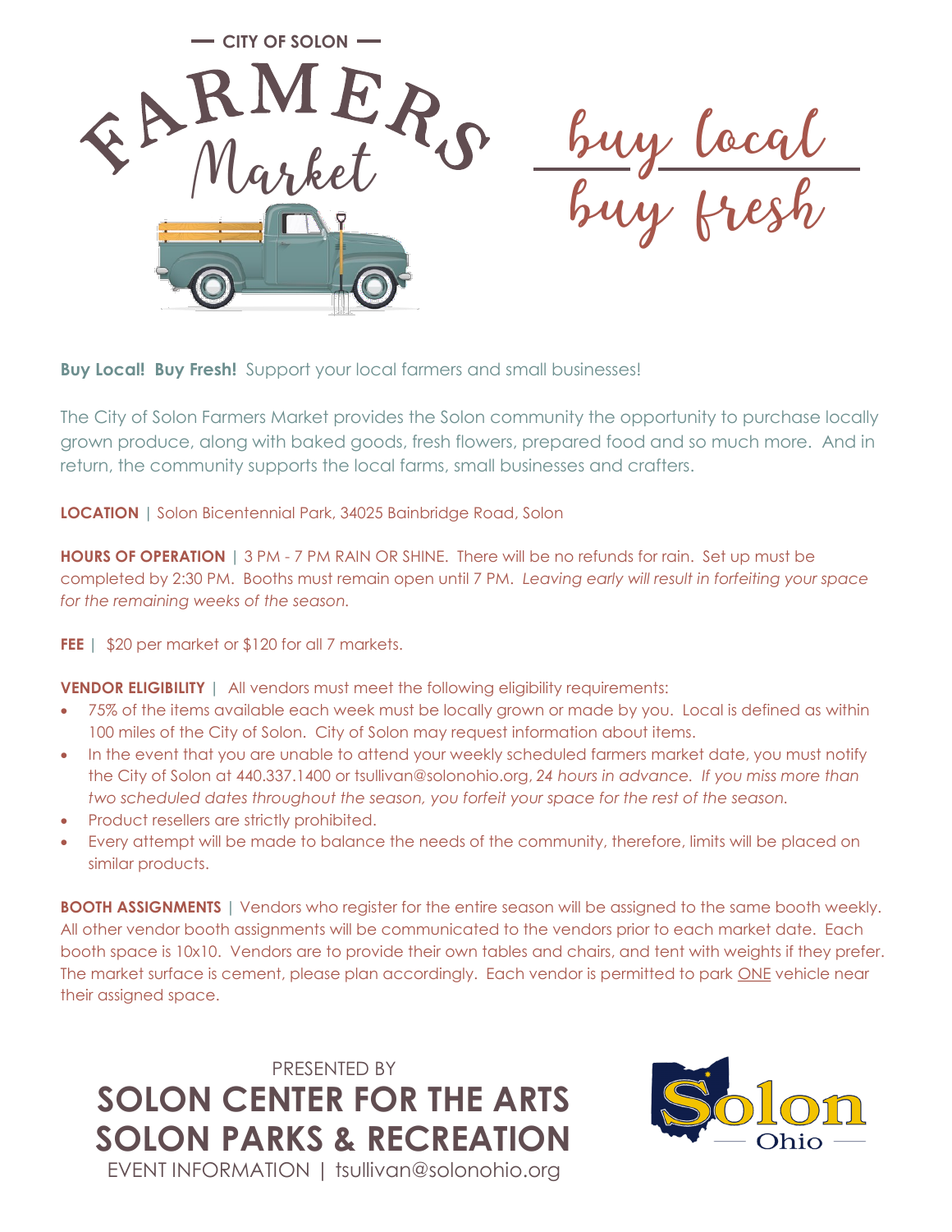— CITY OF SOLON —

# FARMERS Market

buy local
buy fresh

**Buy Local! Buy Fresh!** Support your local farmers and small businesses!

The City of Solon Farmers Market provides the Solon community the opportunity to purchase locally grown produce, along with baked goods, fresh flowers, prepared food and so much more. And in return, the community supports the local farms, small businesses and crafters.

**LOCATION** | Solon Bicentennial Park, 34025 Bainbridge Road, Solon

**HOURS OF OPERATION** | 3 PM - 7 PM RAIN OR SHINE. There will be no refunds for rain. Set up must be completed by 2:30 PM. Booths must remain open until 7 PM. *Leaving early will result in forfeiting your space for the remaining weeks of the season.*

**FEE** | $20 per market or $120 for all 7 markets.

**VENDOR ELIGIBILITY** | All vendors must meet the following eligibility requirements:

- 75% of the items available each week must be locally grown or made by you. Local is defined as within 100 miles of the City of Solon. City of Solon may request information about items.
- In the event that you are unable to attend your weekly scheduled farmers market date, you must notify the City of Solon at 440.337.1400 or tsullivan@solonohio.org, *24 hours in advance. If you miss more than two scheduled dates throughout the season, you forfeit your space for the rest of the season.*
- Product resellers are strictly prohibited.
- Every attempt will be made to balance the needs of the community, therefore, limits will be placed on similar products.

**BOOTH ASSIGNMENTS** | Vendors who register for the entire season will be assigned to the same booth weekly. All other vendor booth assignments will be communicated to the vendors prior to each market date. Each booth space is 10x10. Vendors are to provide their own tables and chairs, and tent with weights if they prefer. The market surface is cement, please plan accordingly. Each vendor is permitted to park ONE vehicle near their assigned space.

PRESENTED BY

**SOLON CENTER FOR THE ARTS**
**SOLON PARKS & RECREATION**

EVENT INFORMATION | tsullivan@solonohio.org

Solon — Ohio —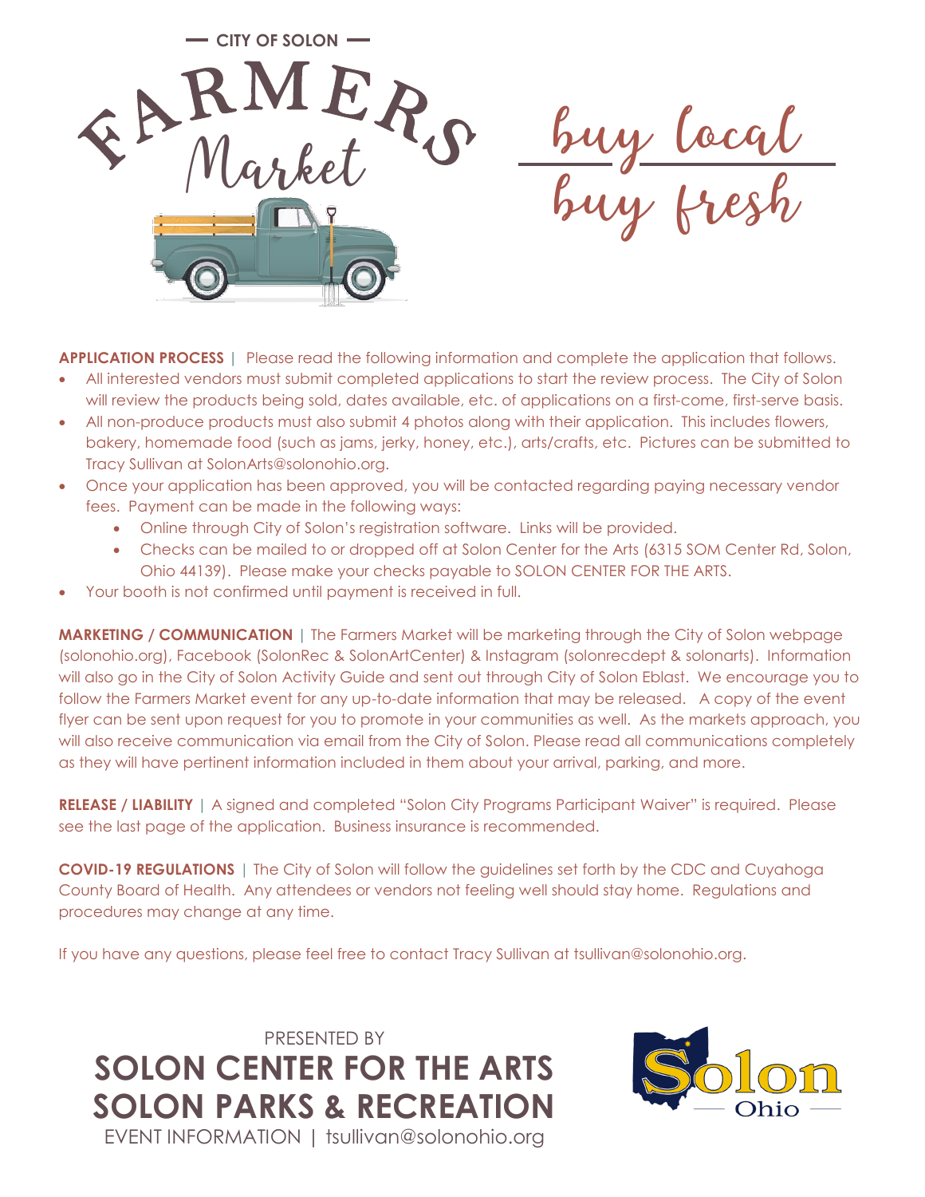— CITY OF SOLON —

# FARMERS Market

buy local
buy fresh

**APPLICATION PROCESS** | Please read the following information and complete the application that follows.

- All interested vendors must submit completed applications to start the review process. The City of Solon will review the products being sold, dates available, etc. of applications on a first-come, first-serve basis.
- All non-produce products must also submit 4 photos along with their application. This includes flowers, bakery, homemade food (such as jams, jerky, honey, etc.), arts/crafts, etc. Pictures can be submitted to Tracy Sullivan at SolonArts@solonohio.org.
- Once your application has been approved, you will be contacted regarding paying necessary vendor fees. Payment can be made in the following ways:
  - Online through City of Solon's registration software. Links will be provided.
  - Checks can be mailed to or dropped off at Solon Center for the Arts (6315 SOM Center Rd, Solon, Ohio 44139). Please make your checks payable to SOLON CENTER FOR THE ARTS.
- Your booth is not confirmed until payment is received in full.

**MARKETING / COMMUNICATION** | The Farmers Market will be marketing through the City of Solon webpage (solonohio.org), Facebook (SolonRec & SolonArtCenter) & Instagram (solonrecdept & solonarts). Information will also go in the City of Solon Activity Guide and sent out through City of Solon Eblast. We encourage you to follow the Farmers Market event for any up-to-date information that may be released. A copy of the event flyer can be sent upon request for you to promote in your communities as well. As the markets approach, you will also receive communication via email from the City of Solon. Please read all communications completely as they will have pertinent information included in them about your arrival, parking, and more.

**RELEASE / LIABILITY** | A signed and completed "Solon City Programs Participant Waiver" is required. Please see the last page of the application. Business insurance is recommended.

**COVID-19 REGULATIONS** | The City of Solon will follow the guidelines set forth by the CDC and Cuyahoga County Board of Health. Any attendees or vendors not feeling well should stay home. Regulations and procedures may change at any time.

If you have any questions, please feel free to contact Tracy Sullivan at tsullivan@solonohio.org.

PRESENTED BY

**SOLON CENTER FOR THE ARTS**
**SOLON PARKS & RECREATION**

EVENT INFORMATION | tsullivan@solonohio.org

Solon Ohio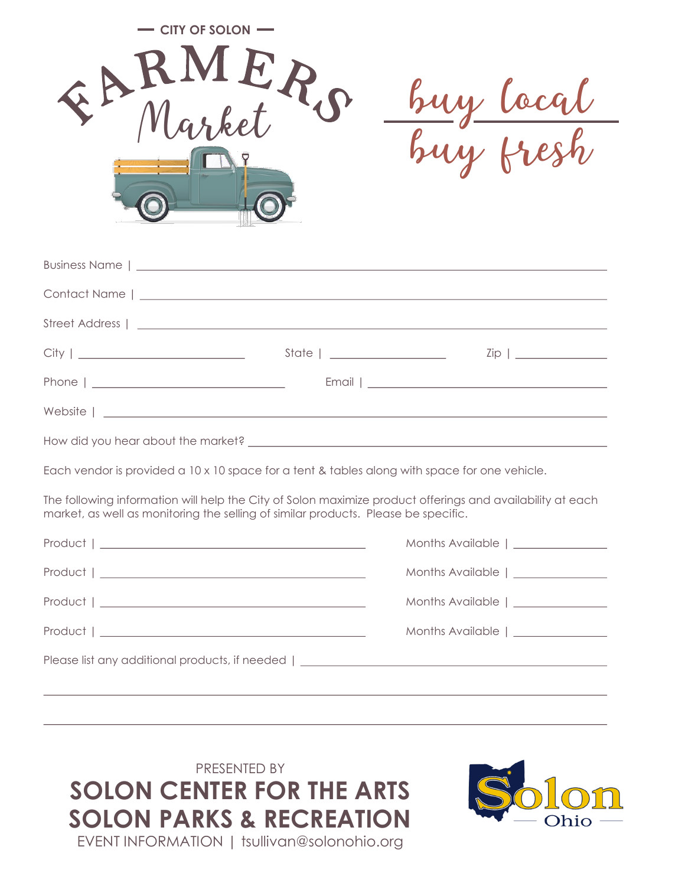— CITY OF SOLON —

# FARMERS Market

buy local
buy fresh

Business Name | ______________________________

Contact Name | ______________________________

Street Address | ______________________________

City | ______________ State | ______________ Zip | ______________

Phone | ______________ Email | ______________

Website | ______________________________

How did you hear about the market? ______________________________

Each vendor is provided a 10 x 10 space for a tent & tables along with space for one vehicle.

The following information will help the City of Solon maximize product offerings and availability at each market, as well as monitoring the selling of similar products. Please be specific.

Product | ______________________________ Months Available | ______________

Product | ______________________________ Months Available | ______________

Product | ______________________________ Months Available | ______________

Product | ______________________________ Months Available | ______________

Please list any additional products, if needed | ______________________________

______________________________

______________________________

PRESENTED BY

**SOLON CENTER FOR THE ARTS**
**SOLON PARKS & RECREATION**

EVENT INFORMATION | tsullivan@solonohio.org

Solon Ohio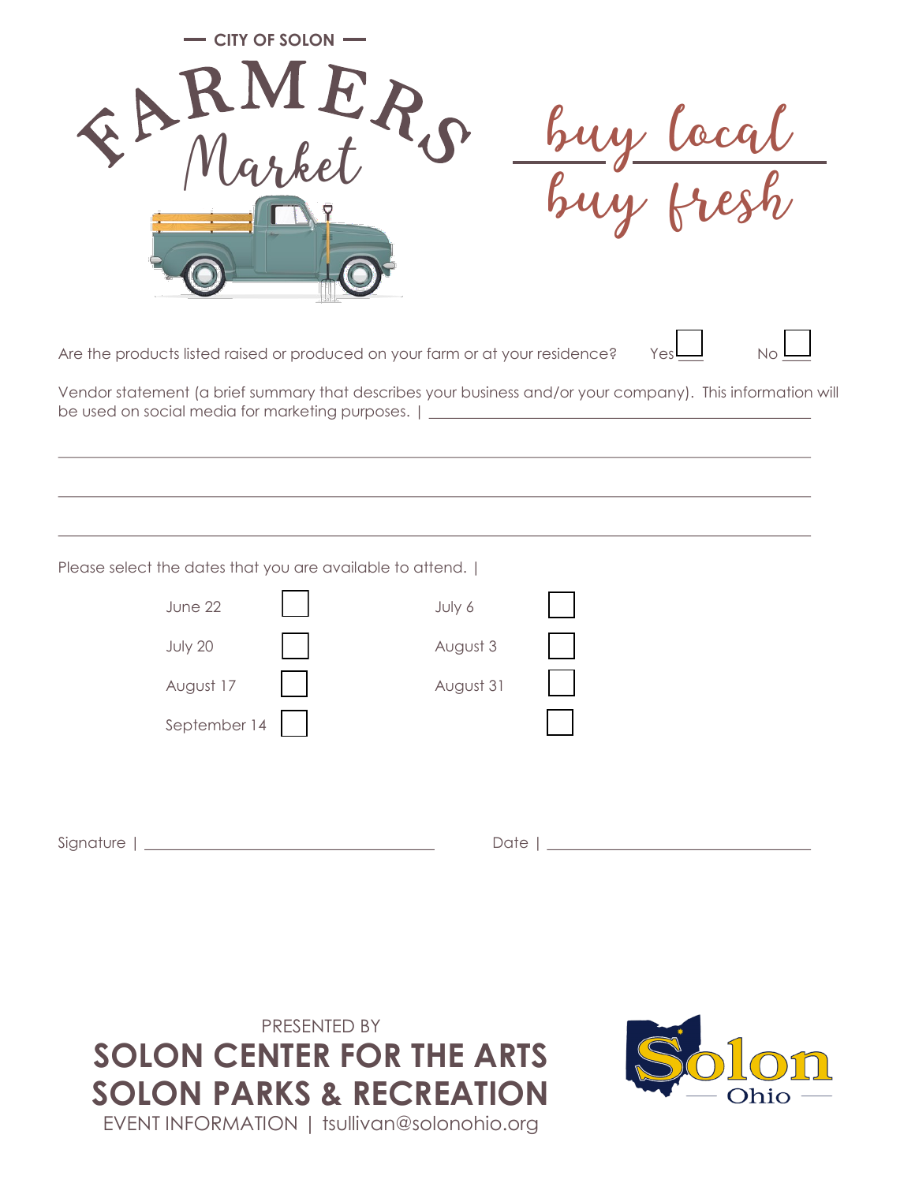— CITY OF SOLON —

# FARMERS Market

buy local
buy fresh

Are the products listed raised or produced on your farm or at your residence? Yes ☐ No ☐

Vendor statement (a brief summary that describes your business and/or your company). This information will be used on social media for marketing purposes. | ____________________________________________

______________________________________________________________________________

______________________________________________________________________________

______________________________________________________________________________

Please select the dates that you are available to attend. |

| | | | |
|---|---|---|---|
| June 22 | ☐ | July 6 | ☐ |
| July 20 | ☐ | August 3 | ☐ |
| August 17 | ☐ | August 31 | ☐ |
| September 14 | ☐ | | ☐ |

Signature | ______________________________ Date | ______________________________

PRESENTED BY

**SOLON CENTER FOR THE ARTS**
**SOLON PARKS & RECREATION**

EVENT INFORMATION | tsullivan@solonohio.org

Solon Ohio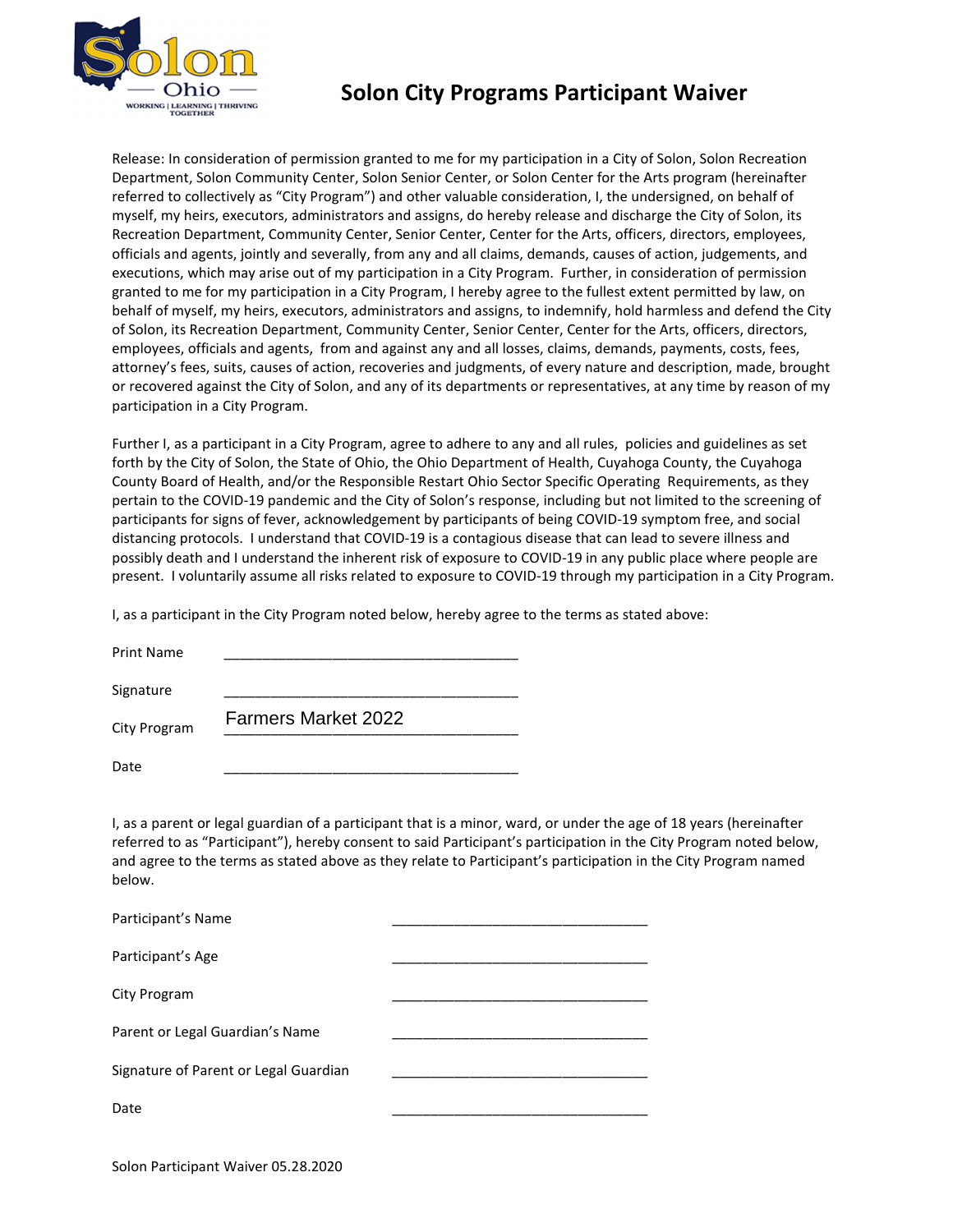# Solon City Programs Participant Waiver

Release: In consideration of permission granted to me for my participation in a City of Solon, Solon Recreation Department, Solon Community Center, Solon Senior Center, or Solon Center for the Arts program (hereinafter referred to collectively as "City Program") and other valuable consideration, I, the undersigned, on behalf of myself, my heirs, executors, administrators and assigns, do hereby release and discharge the City of Solon, its Recreation Department, Community Center, Senior Center, Center for the Arts, officers, directors, employees, officials and agents, jointly and severally, from any and all claims, demands, causes of action, judgements, and executions, which may arise out of my participation in a City Program. Further, in consideration of permission granted to me for my participation in a City Program, I hereby agree to the fullest extent permitted by law, on behalf of myself, my heirs, executors, administrators and assigns, to indemnify, hold harmless and defend the City of Solon, its Recreation Department, Community Center, Senior Center, Center for the Arts, officers, directors, employees, officials and agents, from and against any and all losses, claims, demands, payments, costs, fees, attorney's fees, suits, causes of action, recoveries and judgments, of every nature and description, made, brought or recovered against the City of Solon, and any of its departments or representatives, at any time by reason of my participation in a City Program.

Further I, as a participant in a City Program, agree to adhere to any and all rules, policies and guidelines as set forth by the City of Solon, the State of Ohio, the Ohio Department of Health, Cuyahoga County, the Cuyahoga County Board of Health, and/or the Responsible Restart Ohio Sector Specific Operating Requirements, as they pertain to the COVID-19 pandemic and the City of Solon's response, including but not limited to the screening of participants for signs of fever, acknowledgement by participants of being COVID-19 symptom free, and social distancing protocols. I understand that COVID-19 is a contagious disease that can lead to severe illness and possibly death and I understand the inherent risk of exposure to COVID-19 in any public place where people are present. I voluntarily assume all risks related to exposure to COVID-19 through my participation in a City Program.

I, as a participant in the City Program noted below, hereby agree to the terms as stated above:

Print Name ______________________________________

Signature ______________________________________

City Program Farmers Market 2022

Date ______________________________________

I, as a parent or legal guardian of a participant that is a minor, ward, or under the age of 18 years (hereinafter referred to as "Participant"), hereby consent to said Participant's participation in the City Program noted below, and agree to the terms as stated above as they relate to Participant's participation in the City Program named below.

Participant's Name ______________________________________

Participant's Age ______________________________________

City Program ______________________________________

Parent or Legal Guardian's Name ______________________________________

Signature of Parent or Legal Guardian ______________________________________

Date ______________________________________

Solon Participant Waiver 05.28.2020